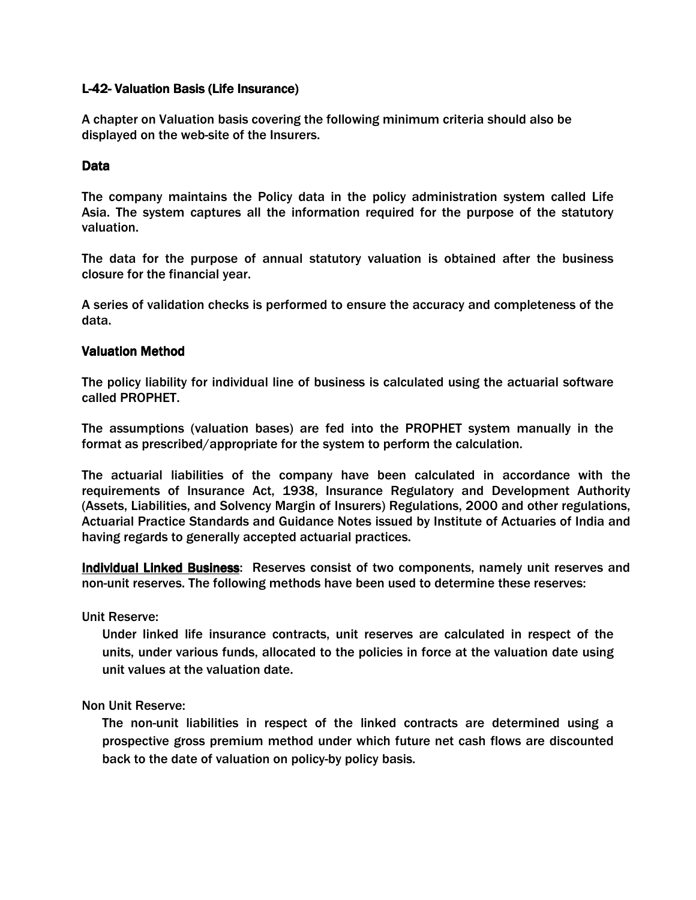# L-42- Valuation Basis (Life Insurance)

A chapter on Valuation basis covering the following minimum criteria should also be displayed on the web-site of the Insurers.

## Data

The company maintains the Policy data in the policy administration system called Life Asia. The system captures all the information required for the purpose of the statutory valuation.

The data for the purpose of annual statutory valuation is obtained after the business closure for the financial year.

A series of validation checks is performed to ensure the accuracy and completeness of the data.

## Valuation Method

The policy liability for individual line of business is calculated using the actuarial software called PROPHET.

The assumptions (valuation bases) are fed into the PROPHET system manually in the format as prescribed/appropriate for the system to perform the calculation.

The actuarial liabilities of the company have been calculated in accordance with the requirements of Insurance Act, 1938, Insurance Regulatory and Development Authority (Assets, Liabilities, and Solvency Margin of Insurers) Regulations, 2000 and other regulations, Actuarial Practice Standards and Guidance Notes issued by Institute of Actuaries of India and having regards to generally accepted actuarial practices.

**Individual Linked Business**: Reserves consist of two components, namely unit reserves and non-unit reserves. The following methods have been used to determine these reserves:

Unit Reserve:

> Under linked life insurance contracts, unit reserves are calculated in respect of the units, under various funds, allocated to the policies in force at the valuation date using unit values at the valuation date.

Non Unit Reserve:

> The non-unit liabilities in respect of the linked contracts are determined using a prospective gross premium method under which future net cash flows are discounted back to the date of valuation on policy-by policy basis.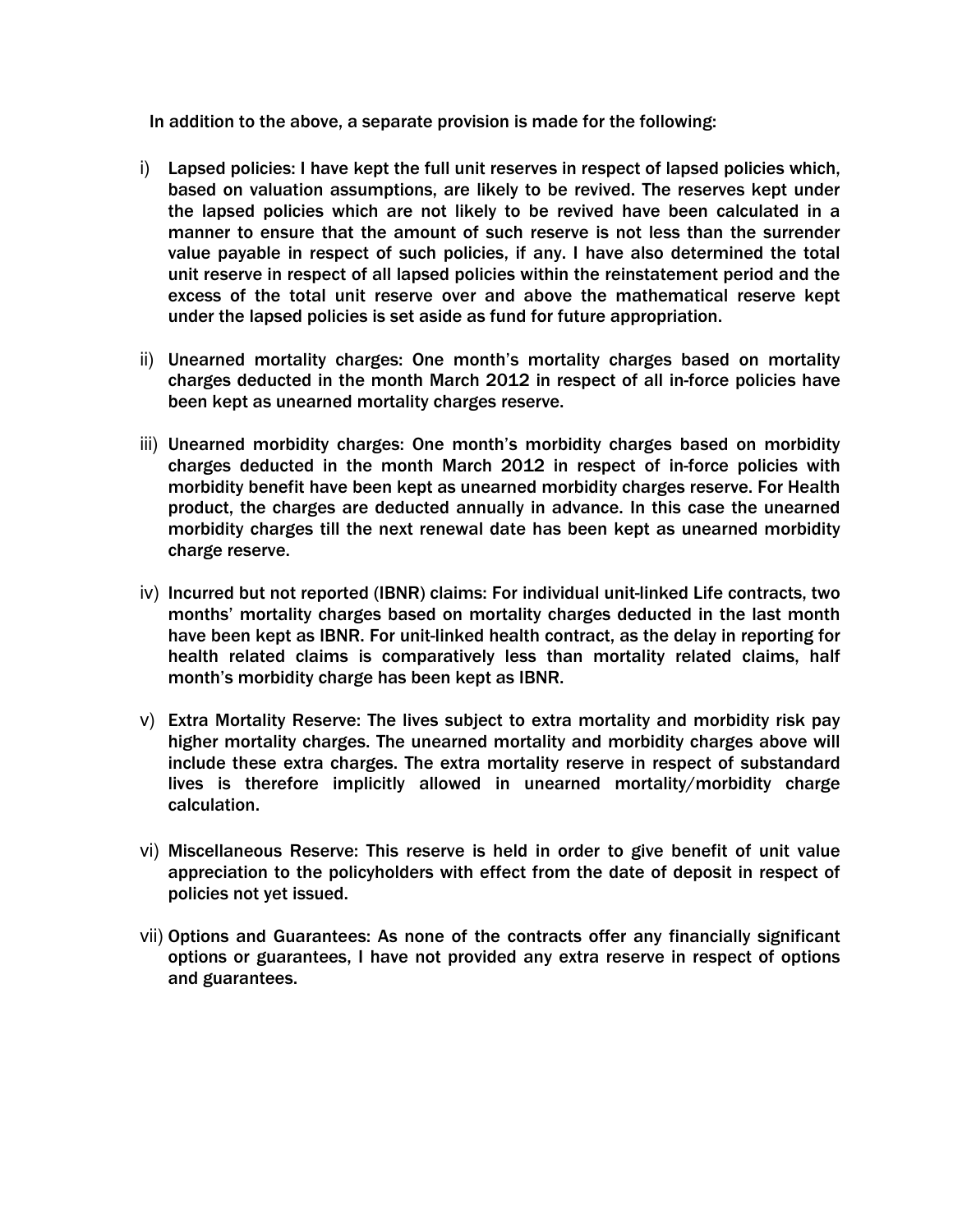In addition to the above, a separate provision is made for the following:

i) Lapsed policies: I have kept the full unit reserves in respect of lapsed policies which, based on valuation assumptions, are likely to be revived. The reserves kept under the lapsed policies which are not likely to be revived have been calculated in a manner to ensure that the amount of such reserve is not less than the surrender value payable in respect of such policies, if any. I have also determined the total unit reserve in respect of all lapsed policies within the reinstatement period and the excess of the total unit reserve over and above the mathematical reserve kept under the lapsed policies is set aside as fund for future appropriation.

ii) Unearned mortality charges: One month's mortality charges based on mortality charges deducted in the month March 2012 in respect of all in-force policies have been kept as unearned mortality charges reserve.

iii) Unearned morbidity charges: One month's morbidity charges based on morbidity charges deducted in the month March 2012 in respect of in-force policies with morbidity benefit have been kept as unearned morbidity charges reserve. For Health product, the charges are deducted annually in advance. In this case the unearned morbidity charges till the next renewal date has been kept as unearned morbidity charge reserve.

iv) Incurred but not reported (IBNR) claims: For individual unit-linked Life contracts, two months' mortality charges based on mortality charges deducted in the last month have been kept as IBNR. For unit-linked health contract, as the delay in reporting for health related claims is comparatively less than mortality related claims, half month's morbidity charge has been kept as IBNR.

v) Extra Mortality Reserve: The lives subject to extra mortality and morbidity risk pay higher mortality charges. The unearned mortality and morbidity charges above will include these extra charges. The extra mortality reserve in respect of substandard lives is therefore implicitly allowed in unearned mortality/morbidity charge calculation.

vi) Miscellaneous Reserve: This reserve is held in order to give benefit of unit value appreciation to the policyholders with effect from the date of deposit in respect of policies not yet issued.

vii) Options and Guarantees: As none of the contracts offer any financially significant options or guarantees, I have not provided any extra reserve in respect of options and guarantees.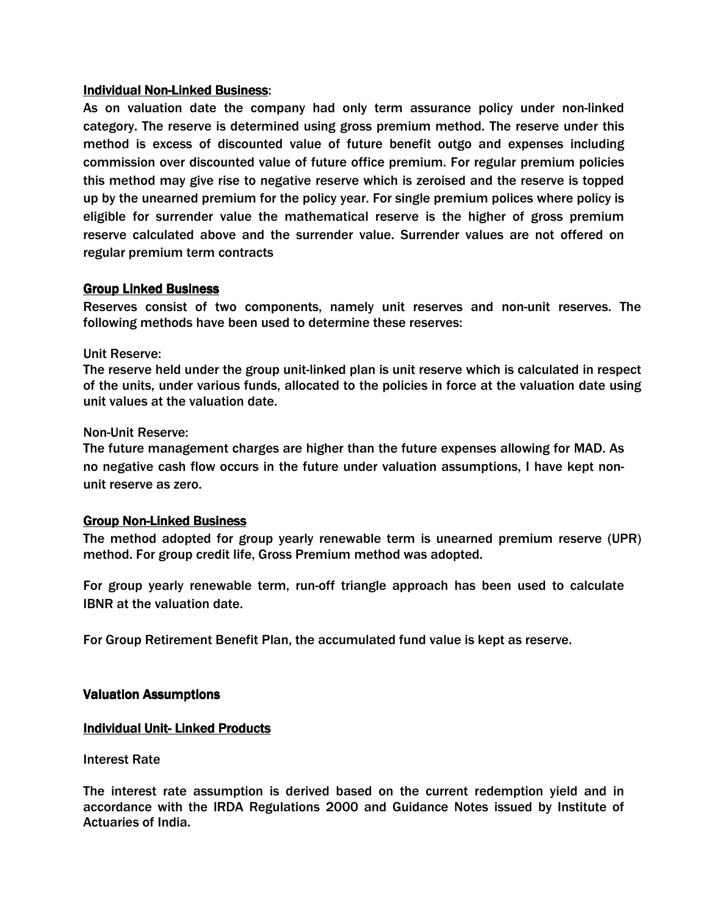**Individual Non-Linked Business**:

As on valuation date the company had only term assurance policy under non-linked category. The reserve is determined using gross premium method. The reserve under this method is excess of discounted value of future benefit outgo and expenses including commission over discounted value of future office premium. For regular premium policies this method may give rise to negative reserve which is zeroised and the reserve is topped up by the unearned premium for the policy year. For single premium polices where policy is eligible for surrender value the mathematical reserve is the higher of gross premium reserve calculated above and the surrender value. Surrender values are not offered on regular premium term contracts

**Group Linked Business**

Reserves consist of two components, namely unit reserves and non-unit reserves. The following methods have been used to determine these reserves:

Unit Reserve:

The reserve held under the group unit-linked plan is unit reserve which is calculated in respect of the units, under various funds, allocated to the policies in force at the valuation date using unit values at the valuation date.

Non-Unit Reserve:

The future management charges are higher than the future expenses allowing for MAD. As no negative cash flow occurs in the future under valuation assumptions, I have kept non-unit reserve as zero.

**Group Non-Linked Business**

The method adopted for group yearly renewable term is unearned premium reserve (UPR) method. For group credit life, Gross Premium method was adopted.

For group yearly renewable term, run-off triangle approach has been used to calculate IBNR at the valuation date.

For Group Retirement Benefit Plan, the accumulated fund value is kept as reserve.

## Valuation Assumptions

**Individual Unit- Linked Products**

Interest Rate

The interest rate assumption is derived based on the current redemption yield and in accordance with the IRDA Regulations 2000 and Guidance Notes issued by Institute of Actuaries of India.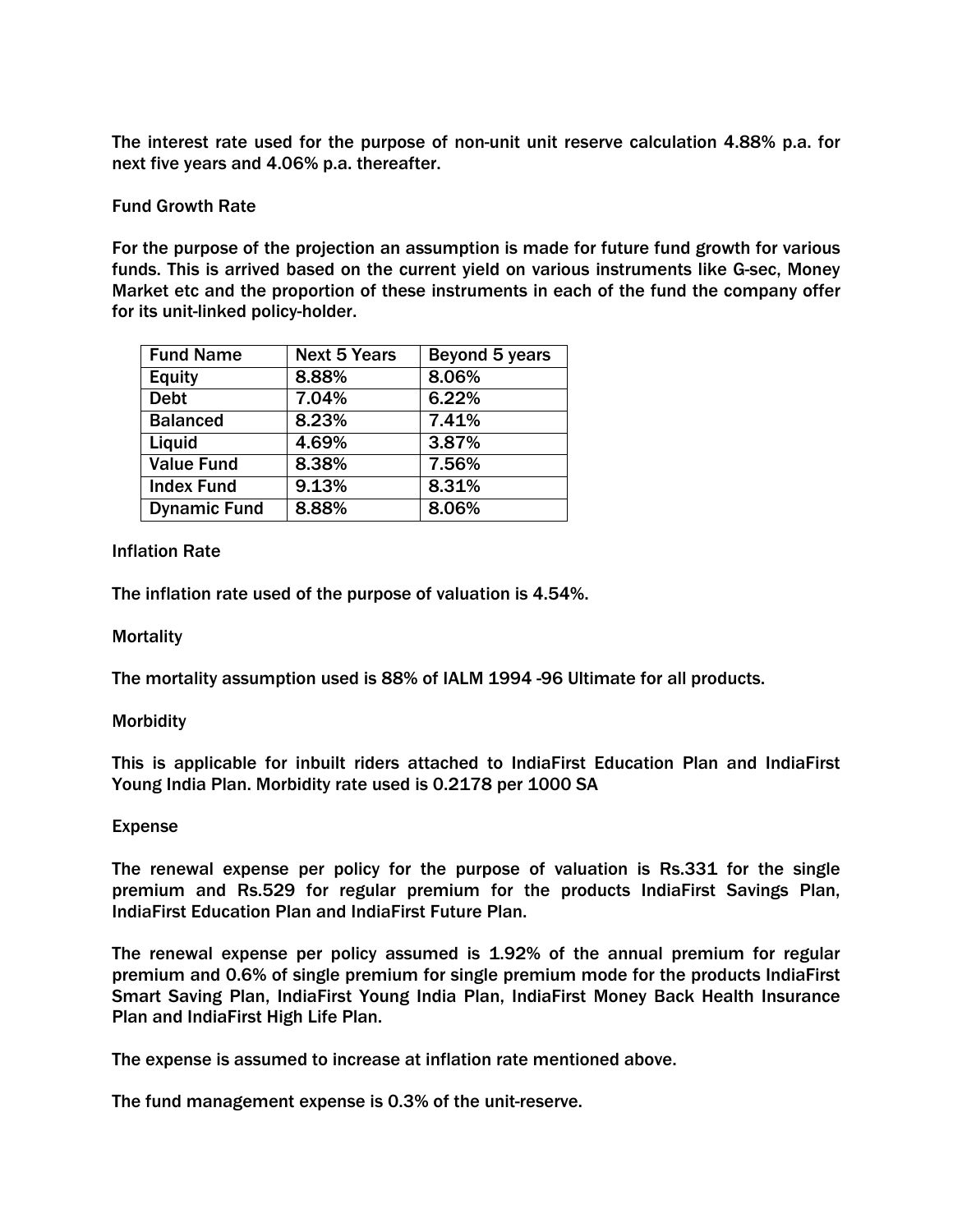The interest rate used for the purpose of non-unit unit reserve calculation 4.88% p.a. for next five years and 4.06% p.a. thereafter.

Fund Growth Rate

For the purpose of the projection an assumption is made for future fund growth for various funds. This is arrived based on the current yield on various instruments like G-sec, Money Market etc and the proportion of these instruments in each of the fund the company offer for its unit-linked policy-holder.

| Fund Name | Next 5 Years | Beyond 5 years |
|---|---|---|
| Equity | 8.88% | 8.06% |
| Debt | 7.04% | 6.22% |
| Balanced | 8.23% | 7.41% |
| Liquid | 4.69% | 3.87% |
| Value Fund | 8.38% | 7.56% |
| Index Fund | 9.13% | 8.31% |
| Dynamic Fund | 8.88% | 8.06% |

Inflation Rate

The inflation rate used of the purpose of valuation is 4.54%.

Mortality

The mortality assumption used is 88% of IALM 1994 -96 Ultimate for all products.

Morbidity

This is applicable for inbuilt riders attached to IndiaFirst Education Plan and IndiaFirst Young India Plan. Morbidity rate used is 0.2178 per 1000 SA

Expense

The renewal expense per policy for the purpose of valuation is Rs.331 for the single premium and Rs.529 for regular premium for the products IndiaFirst Savings Plan, IndiaFirst Education Plan and IndiaFirst Future Plan.

The renewal expense per policy assumed is 1.92% of the annual premium for regular premium and 0.6% of single premium for single premium mode for the products IndiaFirst Smart Saving Plan, IndiaFirst Young India Plan, IndiaFirst Money Back Health Insurance Plan and IndiaFirst High Life Plan.

The expense is assumed to increase at inflation rate mentioned above.

The fund management expense is 0.3% of the unit-reserve.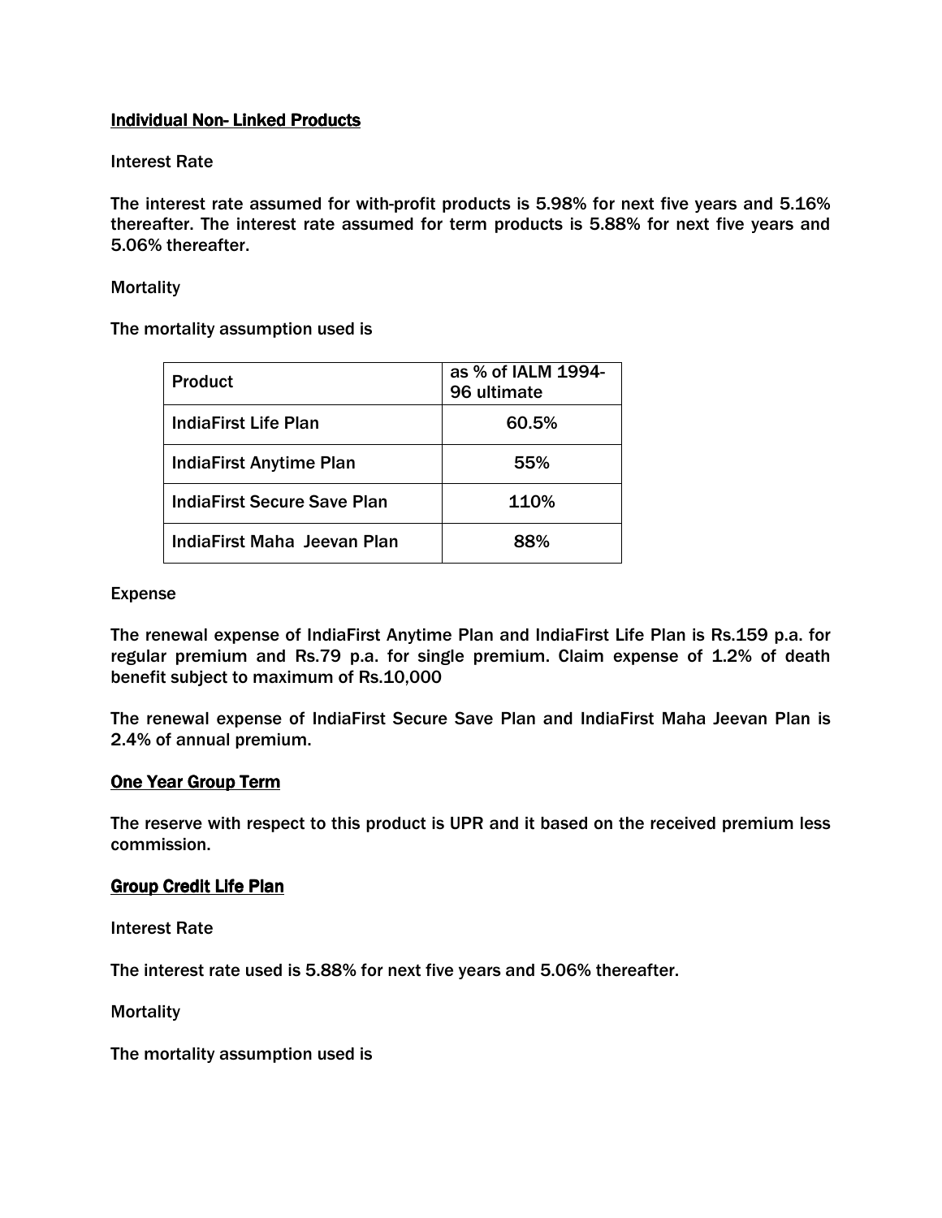**Individual Non- Linked Products**

Interest Rate

The interest rate assumed for with-profit products is 5.98% for next five years and 5.16% thereafter. The interest rate assumed for term products is 5.88% for next five years and 5.06% thereafter.

Mortality

The mortality assumption used is

| Product | as % of IALM 1994-96 ultimate |
|---|---|
| IndiaFirst Life Plan | 60.5% |
| IndiaFirst Anytime Plan | 55% |
| IndiaFirst Secure Save Plan | 110% |
| IndiaFirst Maha Jeevan Plan | 88% |

Expense

The renewal expense of IndiaFirst Anytime Plan and IndiaFirst Life Plan is Rs.159 p.a. for regular premium and Rs.79 p.a. for single premium. Claim expense of 1.2% of death benefit subject to maximum of Rs.10,000

The renewal expense of IndiaFirst Secure Save Plan and IndiaFirst Maha Jeevan Plan is 2.4% of annual premium.

**One Year Group Term**

The reserve with respect to this product is UPR and it based on the received premium less commission.

**Group Credit Life Plan**

Interest Rate

The interest rate used is 5.88% for next five years and 5.06% thereafter.

Mortality

The mortality assumption used is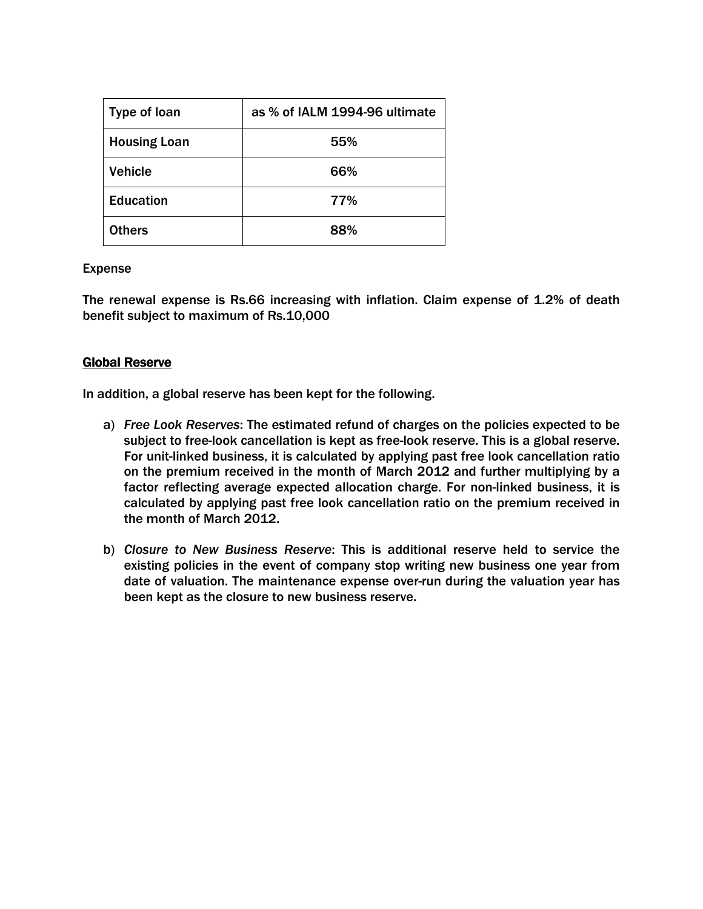| Type of loan | as % of IALM 1994-96 ultimate |
| --- | --- |
| Housing Loan | 55% |
| Vehicle | 66% |
| Education | 77% |
| Others | 88% |

Expense

The renewal expense is Rs.66 increasing with inflation. Claim expense of 1.2% of death benefit subject to maximum of Rs.10,000

## Global Reserve

In addition, a global reserve has been kept for the following.

a) *Free Look Reserves*: The estimated refund of charges on the policies expected to be subject to free-look cancellation is kept as free-look reserve. This is a global reserve. For unit-linked business, it is calculated by applying past free look cancellation ratio on the premium received in the month of March 2012 and further multiplying by a factor reflecting average expected allocation charge. For non-linked business, it is calculated by applying past free look cancellation ratio on the premium received in the month of March 2012.

b) *Closure to New Business Reserve*: This is additional reserve held to service the existing policies in the event of company stop writing new business one year from date of valuation. The maintenance expense over-run during the valuation year has been kept as the closure to new business reserve.